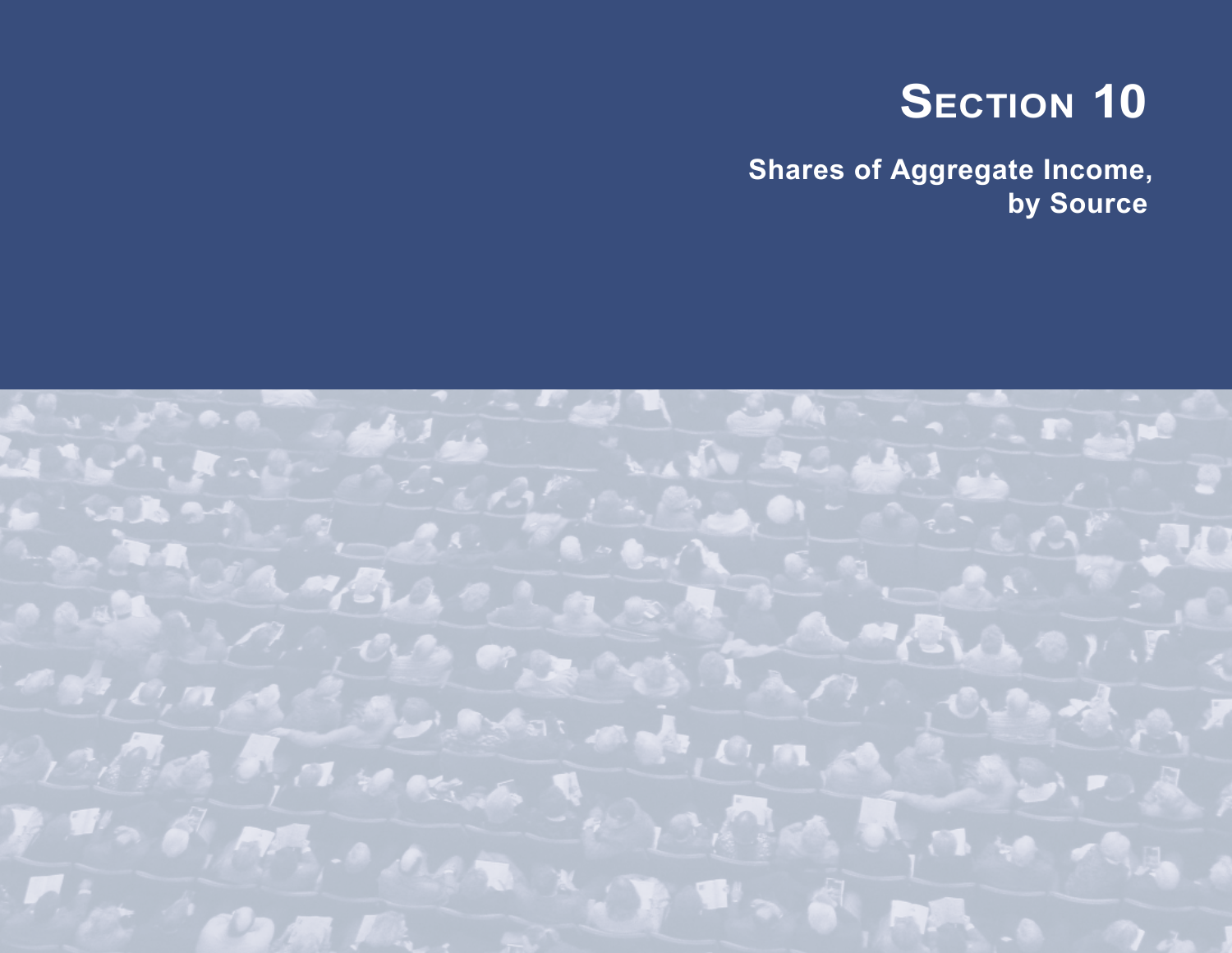# Section 10

## Shares of Aggregate Income, by Source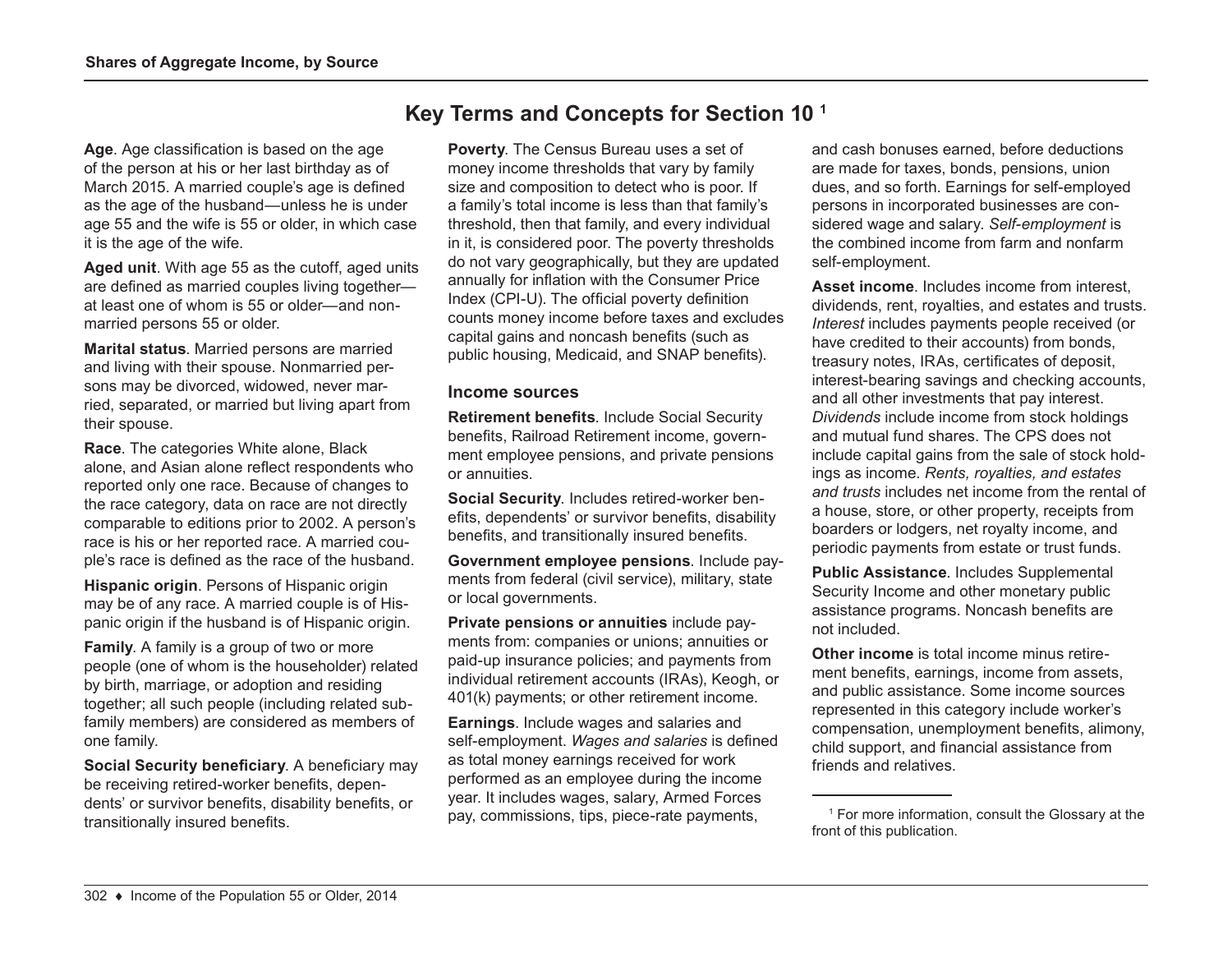# Key Terms and Concepts for Section 10 [1]

**Age**. Age classification is based on the age of the person at his or her last birthday as of March 2015. A married couple's age is defined as the age of the husband—unless he is under age 55 and the wife is 55 or older, in which case it is the age of the wife.

**Aged unit**. With age 55 as the cutoff, aged units are defined as married couples living together—at least one of whom is 55 or older—and nonmarried persons 55 or older.

**Marital status**. Married persons are married and living with their spouse. Nonmarried persons may be divorced, widowed, never married, separated, or married but living apart from their spouse.

**Race**. The categories White alone, Black alone, and Asian alone reflect respondents who reported only one race. Because of changes to the race category, data on race are not directly comparable to editions prior to 2002. A person's race is his or her reported race. A married couple's race is defined as the race of the husband.

**Hispanic origin**. Persons of Hispanic origin may be of any race. A married couple is of Hispanic origin if the husband is of Hispanic origin.

**Family**. A family is a group of two or more people (one of whom is the householder) related by birth, marriage, or adoption and residing together; all such people (including related subfamily members) are considered as members of one family.

**Social Security beneficiary**. A beneficiary may be receiving retired-worker benefits, dependents' or survivor benefits, disability benefits, or transitionally insured benefits.

**Poverty**. The Census Bureau uses a set of money income thresholds that vary by family size and composition to detect who is poor. If a family's total income is less than that family's threshold, then that family, and every individual in it, is considered poor. The poverty thresholds do not vary geographically, but they are updated annually for inflation with the Consumer Price Index (CPI-U). The official poverty definition counts money income before taxes and excludes capital gains and noncash benefits (such as public housing, Medicaid, and SNAP benefits).

## Income sources

**Retirement benefits**. Include Social Security benefits, Railroad Retirement income, government employee pensions, and private pensions or annuities.

**Social Security**. Includes retired-worker benefits, dependents' or survivor benefits, disability benefits, and transitionally insured benefits.

**Government employee pensions**. Include payments from federal (civil service), military, state or local governments.

**Private pensions or annuities** include payments from: companies or unions; annuities or paid-up insurance policies; and payments from individual retirement accounts (IRAs), Keogh, or 401(k) payments; or other retirement income.

**Earnings**. Include wages and salaries and self-employment. *Wages and salaries* is defined as total money earnings received for work performed as an employee during the income year. It includes wages, salary, Armed Forces pay, commissions, tips, piece-rate payments, and cash bonuses earned, before deductions are made for taxes, bonds, pensions, union dues, and so forth. Earnings for self-employed persons in incorporated businesses are considered wage and salary. *Self-employment* is the combined income from farm and nonfarm self-employment.

**Asset income**. Includes income from interest, dividends, rent, royalties, and estates and trusts. *Interest* includes payments people received (or have credited to their accounts) from bonds, treasury notes, IRAs, certificates of deposit, interest-bearing savings and checking accounts, and all other investments that pay interest. *Dividends* include income from stock holdings and mutual fund shares. The CPS does not include capital gains from the sale of stock holdings as income. *Rents, royalties, and estates and trusts* includes net income from the rental of a house, store, or other property, receipts from boarders or lodgers, net royalty income, and periodic payments from estate or trust funds.

**Public Assistance**. Includes Supplemental Security Income and other monetary public assistance programs. Noncash benefits are not included.

**Other income** is total income minus retirement benefits, earnings, income from assets, and public assistance. Some income sources represented in this category include worker's compensation, unemployment benefits, alimony, child support, and financial assistance from friends and relatives.

[1] For more information, consult the Glossary at the front of this publication.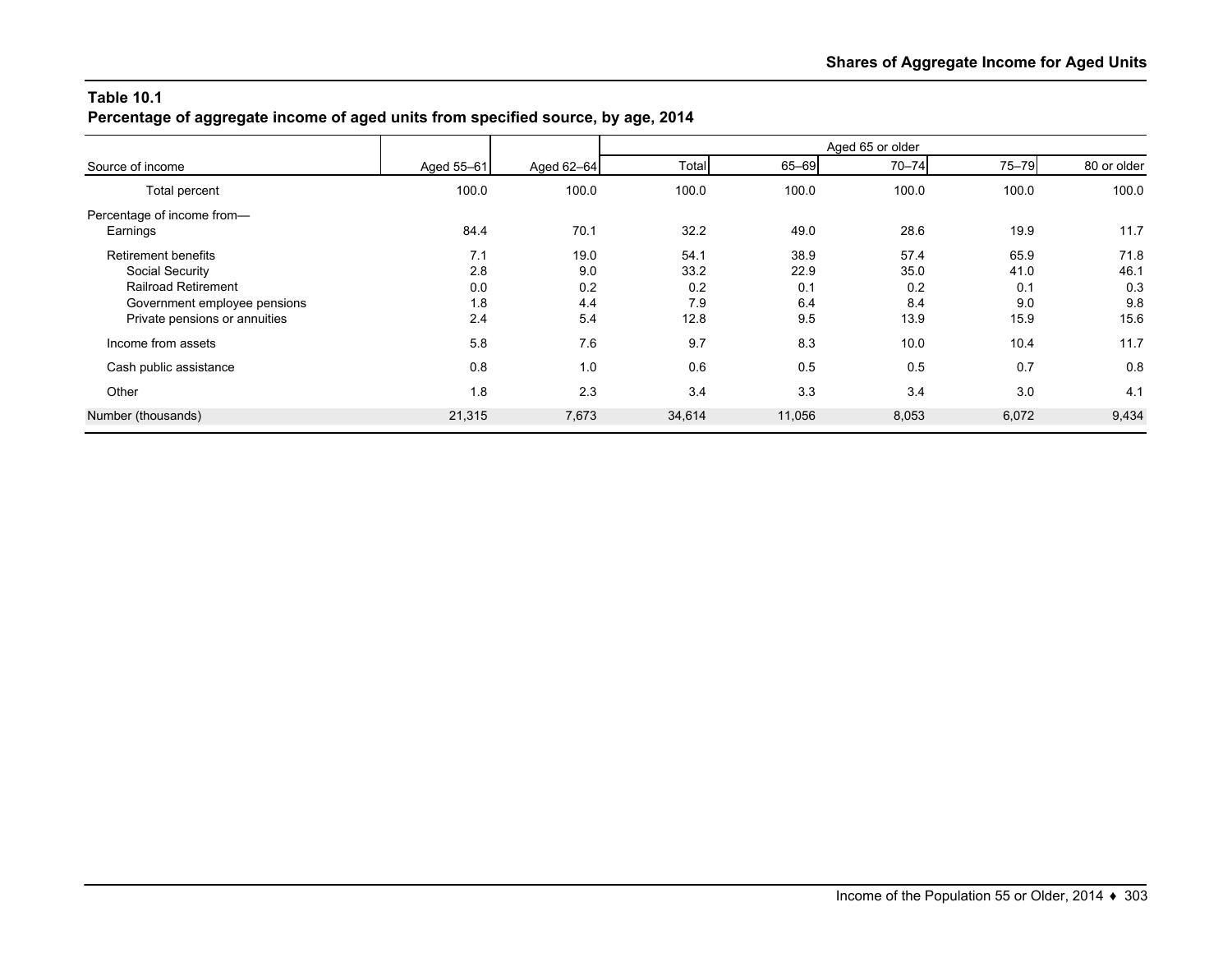## Table 10.1
**Percentage of aggregate income of aged units from specified source, by age, 2014**

| Source of income | Aged 55–61 | Aged 62–64 | Aged 65 or older | | | | |
|---|---|---|---|---|---|---|---|
| | | | Total | 65–69 | 70–74 | 75–79 | 80 or older |
| Total percent | 100.0 | 100.0 | 100.0 | 100.0 | 100.0 | 100.0 | 100.0 |
| Percentage of income from— | | | | | | | |
| Earnings | 84.4 | 70.1 | 32.2 | 49.0 | 28.6 | 19.9 | 11.7 |
| Retirement benefits | 7.1 | 19.0 | 54.1 | 38.9 | 57.4 | 65.9 | 71.8 |
| Social Security | 2.8 | 9.0 | 33.2 | 22.9 | 35.0 | 41.0 | 46.1 |
| Railroad Retirement | 0.0 | 0.2 | 0.2 | 0.1 | 0.2 | 0.1 | 0.3 |
| Government employee pensions | 1.8 | 4.4 | 7.9 | 6.4 | 8.4 | 9.0 | 9.8 |
| Private pensions or annuities | 2.4 | 5.4 | 12.8 | 9.5 | 13.9 | 15.9 | 15.6 |
| Income from assets | 5.8 | 7.6 | 9.7 | 8.3 | 10.0 | 10.4 | 11.7 |
| Cash public assistance | 0.8 | 1.0 | 0.6 | 0.5 | 0.5 | 0.7 | 0.8 |
| Other | 1.8 | 2.3 | 3.4 | 3.3 | 3.4 | 3.0 | 4.1 |
| Number (thousands) | 21,315 | 7,673 | 34,614 | 11,056 | 8,053 | 6,072 | 9,434 |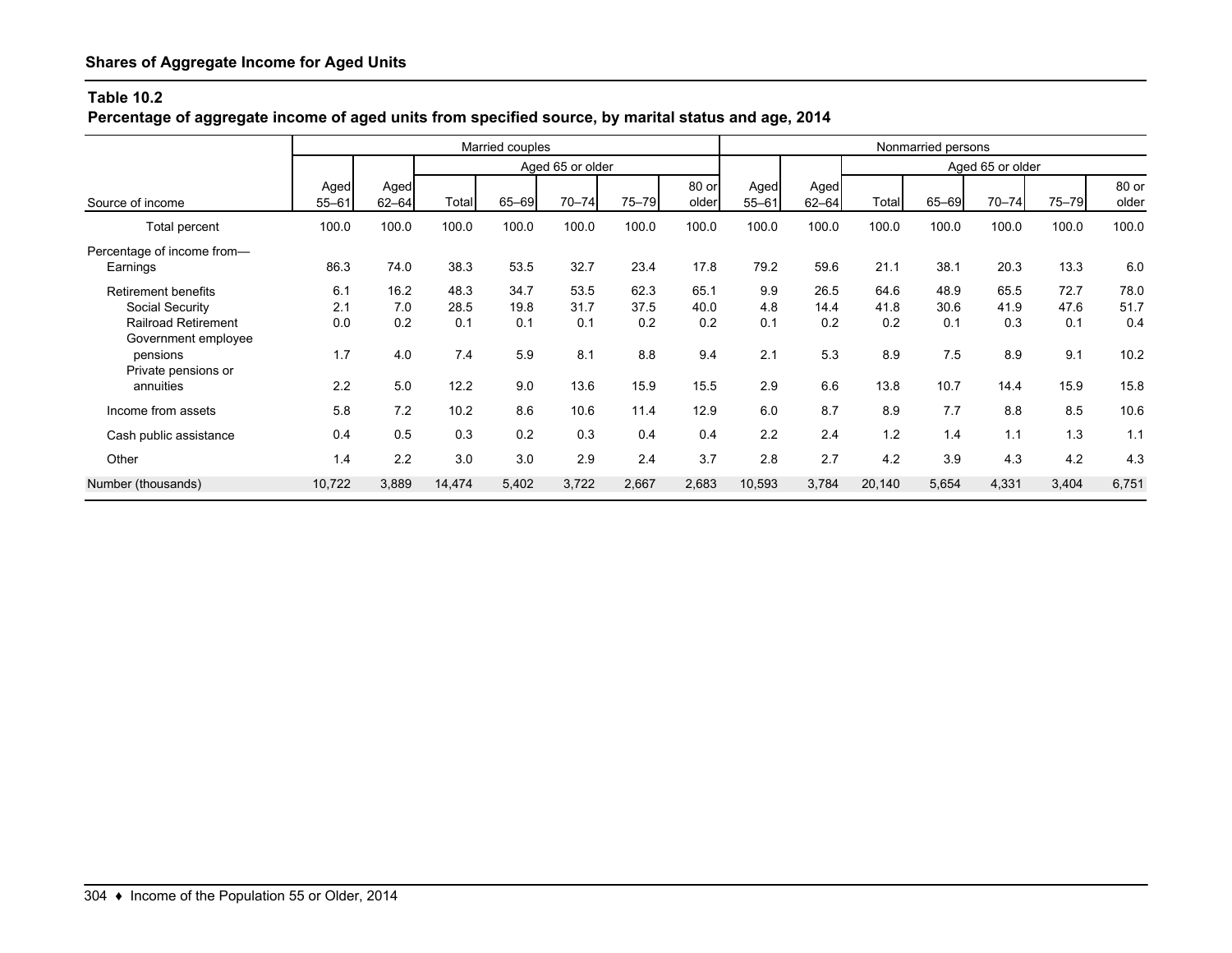## Shares of Aggregate Income for Aged Units

**Table 10.2**
**Percentage of aggregate income of aged units from specified source, by marital status and age, 2014**

| Source of income | Married couples | | | | | | | Nonmarried persons | | | | | | |
|---|---|---|---|---|---|---|---|---|---|---|---|---|---|---|
| | | | Aged 65 or older | | | | | | | Aged 65 or older | | | | |
| | Aged 55–61 | Aged 62–64 | Total | 65–69 | 70–74 | 75–79 | 80 or older | Aged 55–61 | Aged 62–64 | Total | 65–69 | 70–74 | 75–79 | 80 or older |
| Total percent | 100.0 | 100.0 | 100.0 | 100.0 | 100.0 | 100.0 | 100.0 | 100.0 | 100.0 | 100.0 | 100.0 | 100.0 | 100.0 | 100.0 |
| Percentage of income from— | | | | | | | | | | | | | | |
| Earnings | 86.3 | 74.0 | 38.3 | 53.5 | 32.7 | 23.4 | 17.8 | 79.2 | 59.6 | 21.1 | 38.1 | 20.3 | 13.3 | 6.0 |
| Retirement benefits | 6.1 | 16.2 | 48.3 | 34.7 | 53.5 | 62.3 | 65.1 | 9.9 | 26.5 | 64.6 | 48.9 | 65.5 | 72.7 | 78.0 |
| Social Security | 2.1 | 7.0 | 28.5 | 19.8 | 31.7 | 37.5 | 40.0 | 4.8 | 14.4 | 41.8 | 30.6 | 41.9 | 47.6 | 51.7 |
| Railroad Retirement | 0.0 | 0.2 | 0.1 | 0.1 | 0.1 | 0.2 | 0.2 | 0.1 | 0.2 | 0.2 | 0.1 | 0.3 | 0.1 | 0.4 |
| Government employee pensions | 1.7 | 4.0 | 7.4 | 5.9 | 8.1 | 8.8 | 9.4 | 2.1 | 5.3 | 8.9 | 7.5 | 8.9 | 9.1 | 10.2 |
| Private pensions or annuities | 2.2 | 5.0 | 12.2 | 9.0 | 13.6 | 15.9 | 15.5 | 2.9 | 6.6 | 13.8 | 10.7 | 14.4 | 15.9 | 15.8 |
| Income from assets | 5.8 | 7.2 | 10.2 | 8.6 | 10.6 | 11.4 | 12.9 | 6.0 | 8.7 | 8.9 | 7.7 | 8.8 | 8.5 | 10.6 |
| Cash public assistance | 0.4 | 0.5 | 0.3 | 0.2 | 0.3 | 0.4 | 0.4 | 2.2 | 2.4 | 1.2 | 1.4 | 1.1 | 1.3 | 1.1 |
| Other | 1.4 | 2.2 | 3.0 | 3.0 | 2.9 | 2.4 | 3.7 | 2.8 | 2.7 | 4.2 | 3.9 | 4.3 | 4.2 | 4.3 |
| Number (thousands) | 10,722 | 3,889 | 14,474 | 5,402 | 3,722 | 2,667 | 2,683 | 10,593 | 3,784 | 20,140 | 5,654 | 4,331 | 3,404 | 6,751 |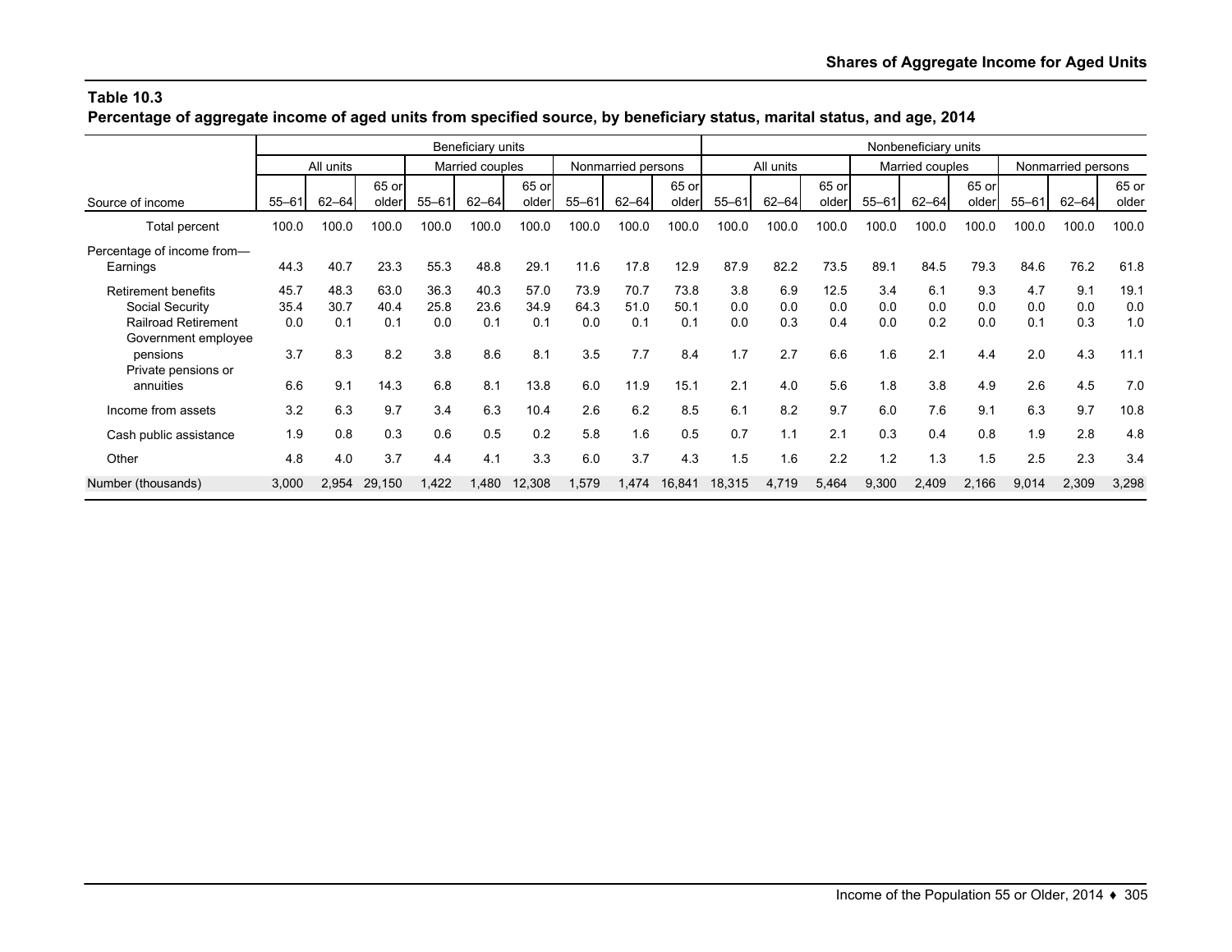**Table 10.3**
**Percentage of aggregate income of aged units from specified source, by beneficiary status, marital status, and age, 2014**

| Source of income | Beneficiary units | | | | | | | | | Nonbeneficiary units | | | | | | | | |
|---|---|---|---|---|---|---|---|---|---|---|---|---|---|---|---|---|---|---|
| | All units | | | Married couples | | | Nonmarried persons | | | All units | | | Married couples | | | Nonmarried persons | | |
| | 55–61 | 62–64 | 65 or older | 55–61 | 62–64 | 65 or older | 55–61 | 62–64 | 65 or older | 55–61 | 62–64 | 65 or older | 55–61 | 62–64 | 65 or older | 55–61 | 62–64 | 65 or older |
| Total percent | 100.0 | 100.0 | 100.0 | 100.0 | 100.0 | 100.0 | 100.0 | 100.0 | 100.0 | 100.0 | 100.0 | 100.0 | 100.0 | 100.0 | 100.0 | 100.0 | 100.0 | 100.0 |
| Percentage of income from— | | | | | | | | | | | | | | | | | | |
| Earnings | 44.3 | 40.7 | 23.3 | 55.3 | 48.8 | 29.1 | 11.6 | 17.8 | 12.9 | 87.9 | 82.2 | 73.5 | 89.1 | 84.5 | 79.3 | 84.6 | 76.2 | 61.8 |
| Retirement benefits | 45.7 | 48.3 | 63.0 | 36.3 | 40.3 | 57.0 | 73.9 | 70.7 | 73.8 | 3.8 | 6.9 | 12.5 | 3.4 | 6.1 | 9.3 | 4.7 | 9.1 | 19.1 |
| Social Security | 35.4 | 30.7 | 40.4 | 25.8 | 23.6 | 34.9 | 64.3 | 51.0 | 50.1 | 0.0 | 0.0 | 0.0 | 0.0 | 0.0 | 0.0 | 0.0 | 0.0 | 0.0 |
| Railroad Retirement | 0.0 | 0.1 | 0.1 | 0.0 | 0.1 | 0.1 | 0.0 | 0.1 | 0.1 | 0.0 | 0.3 | 0.4 | 0.0 | 0.2 | 0.0 | 0.1 | 0.3 | 1.0 |
| Government employee pensions | 3.7 | 8.3 | 8.2 | 3.8 | 8.6 | 8.1 | 3.5 | 7.7 | 8.4 | 1.7 | 2.7 | 6.6 | 1.6 | 2.1 | 4.4 | 2.0 | 4.3 | 11.1 |
| Private pensions or annuities | 6.6 | 9.1 | 14.3 | 6.8 | 8.1 | 13.8 | 6.0 | 11.9 | 15.1 | 2.1 | 4.0 | 5.6 | 1.8 | 3.8 | 4.9 | 2.6 | 4.5 | 7.0 |
| Income from assets | 3.2 | 6.3 | 9.7 | 3.4 | 6.3 | 10.4 | 2.6 | 6.2 | 8.5 | 6.1 | 8.2 | 9.7 | 6.0 | 7.6 | 9.1 | 6.3 | 9.7 | 10.8 |
| Cash public assistance | 1.9 | 0.8 | 0.3 | 0.6 | 0.5 | 0.2 | 5.8 | 1.6 | 0.5 | 0.7 | 1.1 | 2.1 | 0.3 | 0.4 | 0.8 | 1.9 | 2.8 | 4.8 |
| Other | 4.8 | 4.0 | 3.7 | 4.4 | 4.1 | 3.3 | 6.0 | 3.7 | 4.3 | 1.5 | 1.6 | 2.2 | 1.2 | 1.3 | 1.5 | 2.5 | 2.3 | 3.4 |
| Number (thousands) | 3,000 | 2,954 | 29,150 | 1,422 | 1,480 | 12,308 | 1,579 | 1,474 | 16,841 | 18,315 | 4,719 | 5,464 | 9,300 | 2,409 | 2,166 | 9,014 | 2,309 | 3,298 |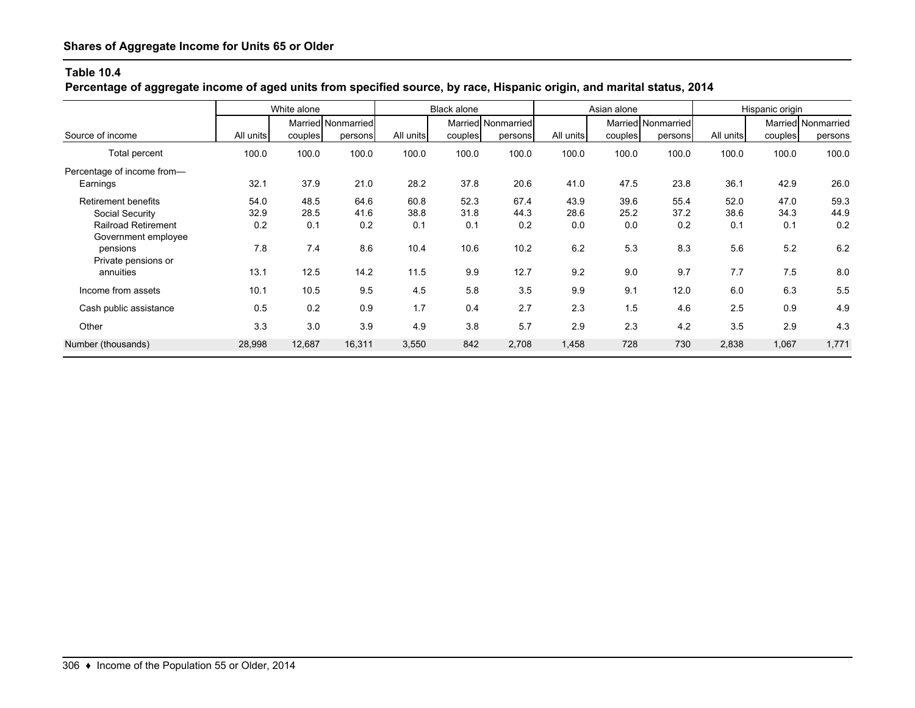## Shares of Aggregate Income for Units 65 or Older

### Table 10.4

**Percentage of aggregate income of aged units from specified source, by race, Hispanic origin, and marital status, 2014**

| Source of income | White alone | | | Black alone | | | Asian alone | | | Hispanic origin | | |
|---|---|---|---|---|---|---|---|---|---|---|---|---|
| | All units | Married couples | Nonmarried persons | All units | Married couples | Nonmarried persons | All units | Married couples | Nonmarried persons | All units | Married couples | Nonmarried persons |
| Total percent | 100.0 | 100.0 | 100.0 | 100.0 | 100.0 | 100.0 | 100.0 | 100.0 | 100.0 | 100.0 | 100.0 | 100.0 |
| Percentage of income from— | | | | | | | | | | | | |
| Earnings | 32.1 | 37.9 | 21.0 | 28.2 | 37.8 | 20.6 | 41.0 | 47.5 | 23.8 | 36.1 | 42.9 | 26.0 |
| Retirement benefits | 54.0 | 48.5 | 64.6 | 60.8 | 52.3 | 67.4 | 43.9 | 39.6 | 55.4 | 52.0 | 47.0 | 59.3 |
| Social Security | 32.9 | 28.5 | 41.6 | 38.8 | 31.8 | 44.3 | 28.6 | 25.2 | 37.2 | 38.6 | 34.3 | 44.9 |
| Railroad Retirement | 0.2 | 0.1 | 0.2 | 0.1 | 0.1 | 0.2 | 0.0 | 0.0 | 0.2 | 0.1 | 0.1 | 0.2 |
| Government employee pensions | 7.8 | 7.4 | 8.6 | 10.4 | 10.6 | 10.2 | 6.2 | 5.3 | 8.3 | 5.6 | 5.2 | 6.2 |
| Private pensions or annuities | 13.1 | 12.5 | 14.2 | 11.5 | 9.9 | 12.7 | 9.2 | 9.0 | 9.7 | 7.7 | 7.5 | 8.0 |
| Income from assets | 10.1 | 10.5 | 9.5 | 4.5 | 5.8 | 3.5 | 9.9 | 9.1 | 12.0 | 6.0 | 6.3 | 5.5 |
| Cash public assistance | 0.5 | 0.2 | 0.9 | 1.7 | 0.4 | 2.7 | 2.3 | 1.5 | 4.6 | 2.5 | 0.9 | 4.9 |
| Other | 3.3 | 3.0 | 3.9 | 4.9 | 3.8 | 5.7 | 2.9 | 2.3 | 4.2 | 3.5 | 2.9 | 4.3 |
| Number (thousands) | 28,998 | 12,687 | 16,311 | 3,550 | 842 | 2,708 | 1,458 | 728 | 730 | 2,838 | 1,067 | 1,771 |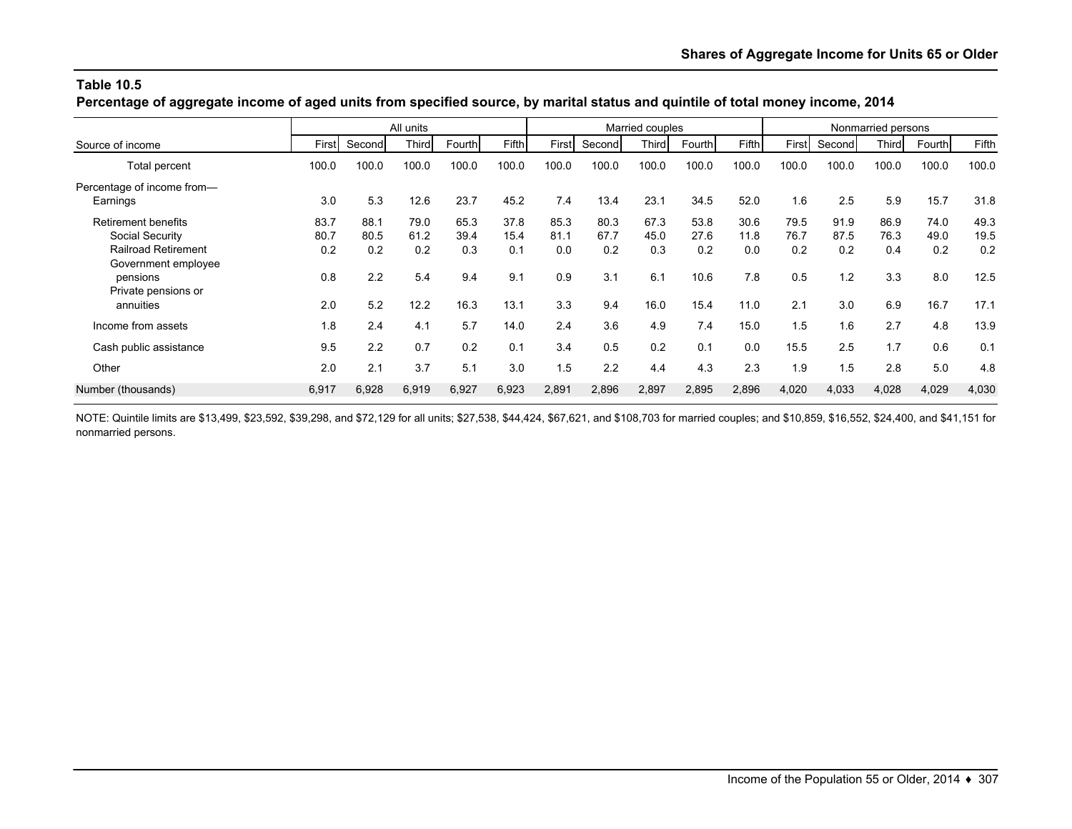## Table 10.5

**Percentage of aggregate income of aged units from specified source, by marital status and quintile of total money income, 2014**

| Source of income | All units | | | | | Married couples | | | | | Nonmarried persons | | | | |
|---|---|---|---|---|---|---|---|---|---|---|---|---|---|---|---|
| | First | Second | Third | Fourth | Fifth | First | Second | Third | Fourth | Fifth | First | Second | Third | Fourth | Fifth |
| Total percent | 100.0 | 100.0 | 100.0 | 100.0 | 100.0 | 100.0 | 100.0 | 100.0 | 100.0 | 100.0 | 100.0 | 100.0 | 100.0 | 100.0 | 100.0 |
| Percentage of income from— | | | | | | | | | | | | | | | |
| Earnings | 3.0 | 5.3 | 12.6 | 23.7 | 45.2 | 7.4 | 13.4 | 23.1 | 34.5 | 52.0 | 1.6 | 2.5 | 5.9 | 15.7 | 31.8 |
| Retirement benefits | 83.7 | 88.1 | 79.0 | 65.3 | 37.8 | 85.3 | 80.3 | 67.3 | 53.8 | 30.6 | 79.5 | 91.9 | 86.9 | 74.0 | 49.3 |
| Social Security | 80.7 | 80.5 | 61.2 | 39.4 | 15.4 | 81.1 | 67.7 | 45.0 | 27.6 | 11.8 | 76.7 | 87.5 | 76.3 | 49.0 | 19.5 |
| Railroad Retirement | 0.2 | 0.2 | 0.2 | 0.3 | 0.1 | 0.0 | 0.2 | 0.3 | 0.2 | 0.0 | 0.2 | 0.2 | 0.4 | 0.2 | 0.2 |
| Government employee pensions | 0.8 | 2.2 | 5.4 | 9.4 | 9.1 | 0.9 | 3.1 | 6.1 | 10.6 | 7.8 | 0.5 | 1.2 | 3.3 | 8.0 | 12.5 |
| Private pensions or annuities | 2.0 | 5.2 | 12.2 | 16.3 | 13.1 | 3.3 | 9.4 | 16.0 | 15.4 | 11.0 | 2.1 | 3.0 | 6.9 | 16.7 | 17.1 |
| Income from assets | 1.8 | 2.4 | 4.1 | 5.7 | 14.0 | 2.4 | 3.6 | 4.9 | 7.4 | 15.0 | 1.5 | 1.6 | 2.7 | 4.8 | 13.9 |
| Cash public assistance | 9.5 | 2.2 | 0.7 | 0.2 | 0.1 | 3.4 | 0.5 | 0.2 | 0.1 | 0.0 | 15.5 | 2.5 | 1.7 | 0.6 | 0.1 |
| Other | 2.0 | 2.1 | 3.7 | 5.1 | 3.0 | 1.5 | 2.2 | 4.4 | 4.3 | 2.3 | 1.9 | 1.5 | 2.8 | 5.0 | 4.8 |
| Number (thousands) | 6,917 | 6,928 | 6,919 | 6,927 | 6,923 | 2,891 | 2,896 | 2,897 | 2,895 | 2,896 | 4,020 | 4,033 | 4,028 | 4,029 | 4,030 |

NOTE: Quintile limits are $13,499, $23,592, $39,298, and $72,129 for all units; $27,538, $44,424, $67,621, and $108,703 for married couples; and $10,859, $16,552, $24,400, and $41,151 for nonmarried persons.